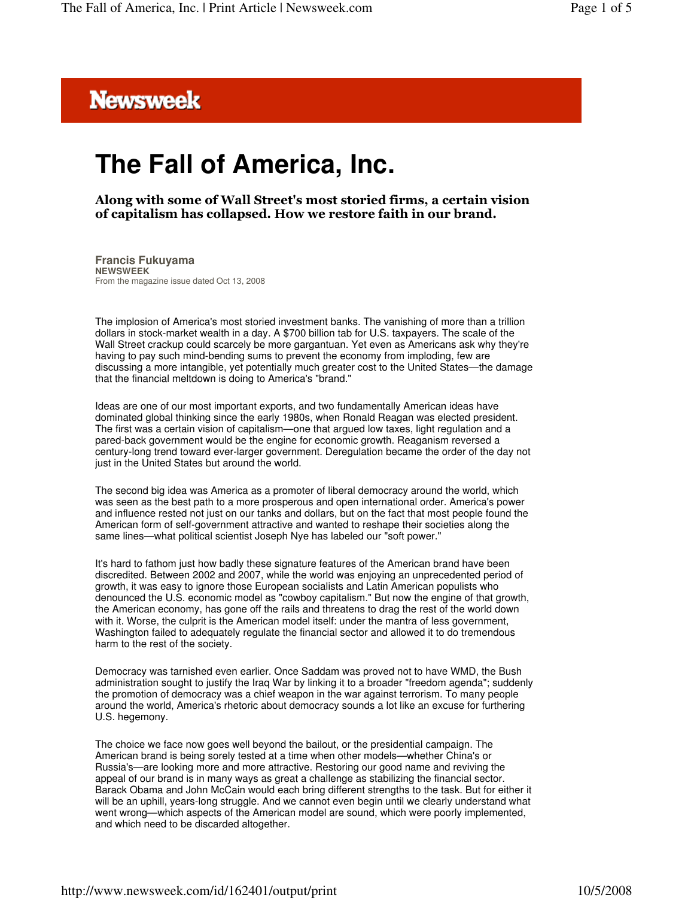Newsweek

# The Fall of America, Inc.

**Along with some of Wall Street's most storied firms, a certain vision of capitalism has collapsed. How we restore faith in our brand.**

**Francis Fukuyama**
**NEWSWEEK**
From the magazine issue dated Oct 13, 2008

The implosion of America's most storied investment banks. The vanishing of more than a trillion dollars in stock-market wealth in a day. A $700 billion tab for U.S. taxpayers. The scale of the Wall Street crackup could scarcely be more gargantuan. Yet even as Americans ask why they're having to pay such mind-bending sums to prevent the economy from imploding, few are discussing a more intangible, yet potentially much greater cost to the United States—the damage that the financial meltdown is doing to America's "brand."

Ideas are one of our most important exports, and two fundamentally American ideas have dominated global thinking since the early 1980s, when Ronald Reagan was elected president. The first was a certain vision of capitalism—one that argued low taxes, light regulation and a pared-back government would be the engine for economic growth. Reaganism reversed a century-long trend toward ever-larger government. Deregulation became the order of the day not just in the United States but around the world.

The second big idea was America as a promoter of liberal democracy around the world, which was seen as the best path to a more prosperous and open international order. America's power and influence rested not just on our tanks and dollars, but on the fact that most people found the American form of self-government attractive and wanted to reshape their societies along the same lines—what political scientist Joseph Nye has labeled our "soft power."

It's hard to fathom just how badly these signature features of the American brand have been discredited. Between 2002 and 2007, while the world was enjoying an unprecedented period of growth, it was easy to ignore those European socialists and Latin American populists who denounced the U.S. economic model as "cowboy capitalism." But now the engine of that growth, the American economy, has gone off the rails and threatens to drag the rest of the world down with it. Worse, the culprit is the American model itself: under the mantra of less government, Washington failed to adequately regulate the financial sector and allowed it to do tremendous harm to the rest of the society.

Democracy was tarnished even earlier. Once Saddam was proved not to have WMD, the Bush administration sought to justify the Iraq War by linking it to a broader "freedom agenda"; suddenly the promotion of democracy was a chief weapon in the war against terrorism. To many people around the world, America's rhetoric about democracy sounds a lot like an excuse for furthering U.S. hegemony.

The choice we face now goes well beyond the bailout, or the presidential campaign. The American brand is being sorely tested at a time when other models—whether China's or Russia's—are looking more and more attractive. Restoring our good name and reviving the appeal of our brand is in many ways as great a challenge as stabilizing the financial sector. Barack Obama and John McCain would each bring different strengths to the task. But for either it will be an uphill, years-long struggle. And we cannot even begin until we clearly understand what went wrong—which aspects of the American model are sound, which were poorly implemented, and which need to be discarded altogether.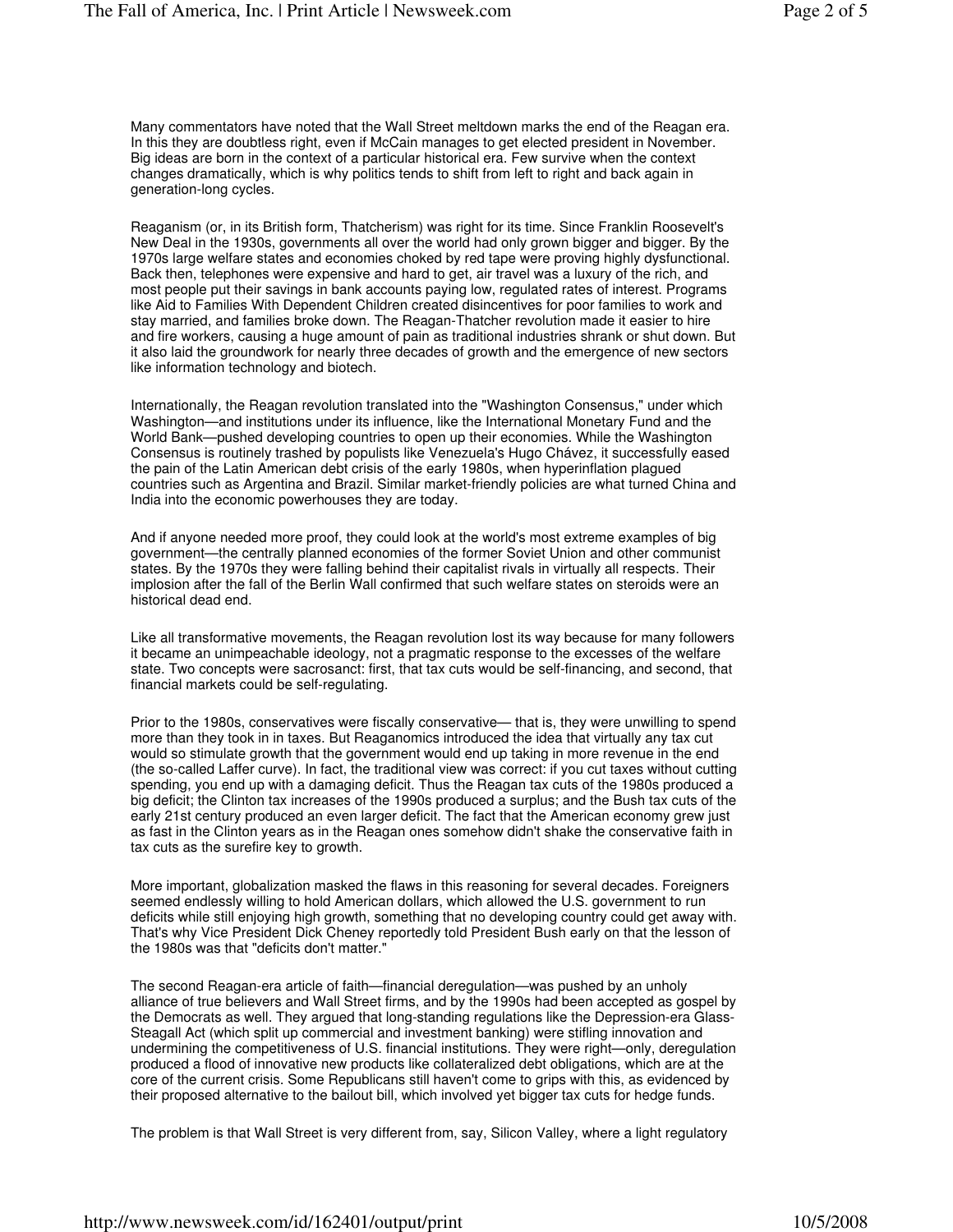Many commentators have noted that the Wall Street meltdown marks the end of the Reagan era. In this they are doubtless right, even if McCain manages to get elected president in November. Big ideas are born in the context of a particular historical era. Few survive when the context changes dramatically, which is why politics tends to shift from left to right and back again in generation-long cycles.

Reaganism (or, in its British form, Thatcherism) was right for its time. Since Franklin Roosevelt's New Deal in the 1930s, governments all over the world had only grown bigger and bigger. By the 1970s large welfare states and economies choked by red tape were proving highly dysfunctional. Back then, telephones were expensive and hard to get, air travel was a luxury of the rich, and most people put their savings in bank accounts paying low, regulated rates of interest. Programs like Aid to Families With Dependent Children created disincentives for poor families to work and stay married, and families broke down. The Reagan-Thatcher revolution made it easier to hire and fire workers, causing a huge amount of pain as traditional industries shrank or shut down. But it also laid the groundwork for nearly three decades of growth and the emergence of new sectors like information technology and biotech.

Internationally, the Reagan revolution translated into the "Washington Consensus," under which Washington—and institutions under its influence, like the International Monetary Fund and the World Bank—pushed developing countries to open up their economies. While the Washington Consensus is routinely trashed by populists like Venezuela's Hugo Chávez, it successfully eased the pain of the Latin American debt crisis of the early 1980s, when hyperinflation plagued countries such as Argentina and Brazil. Similar market-friendly policies are what turned China and India into the economic powerhouses they are today.

And if anyone needed more proof, they could look at the world's most extreme examples of big government—the centrally planned economies of the former Soviet Union and other communist states. By the 1970s they were falling behind their capitalist rivals in virtually all respects. Their implosion after the fall of the Berlin Wall confirmed that such welfare states on steroids were an historical dead end.

Like all transformative movements, the Reagan revolution lost its way because for many followers it became an unimpeachable ideology, not a pragmatic response to the excesses of the welfare state. Two concepts were sacrosanct: first, that tax cuts would be self-financing, and second, that financial markets could be self-regulating.

Prior to the 1980s, conservatives were fiscally conservative— that is, they were unwilling to spend more than they took in in taxes. But Reaganomics introduced the idea that virtually any tax cut would so stimulate growth that the government would end up taking in more revenue in the end (the so-called Laffer curve). In fact, the traditional view was correct: if you cut taxes without cutting spending, you end up with a damaging deficit. Thus the Reagan tax cuts of the 1980s produced a big deficit; the Clinton tax increases of the 1990s produced a surplus; and the Bush tax cuts of the early 21st century produced an even larger deficit. The fact that the American economy grew just as fast in the Clinton years as in the Reagan ones somehow didn't shake the conservative faith in tax cuts as the surefire key to growth.

More important, globalization masked the flaws in this reasoning for several decades. Foreigners seemed endlessly willing to hold American dollars, which allowed the U.S. government to run deficits while still enjoying high growth, something that no developing country could get away with. That's why Vice President Dick Cheney reportedly told President Bush early on that the lesson of the 1980s was that "deficits don't matter."

The second Reagan-era article of faith—financial deregulation—was pushed by an unholy alliance of true believers and Wall Street firms, and by the 1990s had been accepted as gospel by the Democrats as well. They argued that long-standing regulations like the Depression-era Glass-Steagall Act (which split up commercial and investment banking) were stifling innovation and undermining the competitiveness of U.S. financial institutions. They were right—only, deregulation produced a flood of innovative new products like collateralized debt obligations, which are at the core of the current crisis. Some Republicans still haven't come to grips with this, as evidenced by their proposed alternative to the bailout bill, which involved yet bigger tax cuts for hedge funds.

The problem is that Wall Street is very different from, say, Silicon Valley, where a light regulatory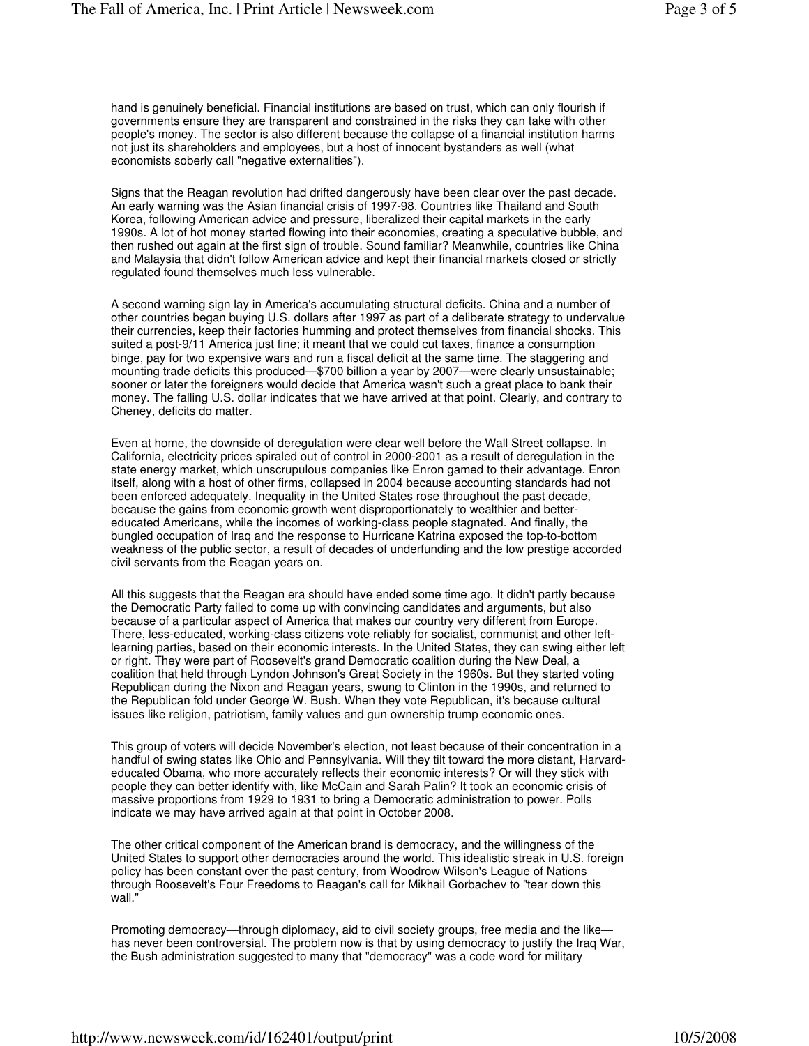hand is genuinely beneficial. Financial institutions are based on trust, which can only flourish if governments ensure they are transparent and constrained in the risks they can take with other people's money. The sector is also different because the collapse of a financial institution harms not just its shareholders and employees, but a host of innocent bystanders as well (what economists soberly call "negative externalities").

Signs that the Reagan revolution had drifted dangerously have been clear over the past decade. An early warning was the Asian financial crisis of 1997-98. Countries like Thailand and South Korea, following American advice and pressure, liberalized their capital markets in the early 1990s. A lot of hot money started flowing into their economies, creating a speculative bubble, and then rushed out again at the first sign of trouble. Sound familiar? Meanwhile, countries like China and Malaysia that didn't follow American advice and kept their financial markets closed or strictly regulated found themselves much less vulnerable.

A second warning sign lay in America's accumulating structural deficits. China and a number of other countries began buying U.S. dollars after 1997 as part of a deliberate strategy to undervalue their currencies, keep their factories humming and protect themselves from financial shocks. This suited a post-9/11 America just fine; it meant that we could cut taxes, finance a consumption binge, pay for two expensive wars and run a fiscal deficit at the same time. The staggering and mounting trade deficits this produced—$700 billion a year by 2007—were clearly unsustainable; sooner or later the foreigners would decide that America wasn't such a great place to bank their money. The falling U.S. dollar indicates that we have arrived at that point. Clearly, and contrary to Cheney, deficits do matter.

Even at home, the downside of deregulation were clear well before the Wall Street collapse. In California, electricity prices spiraled out of control in 2000-2001 as a result of deregulation in the state energy market, which unscrupulous companies like Enron gamed to their advantage. Enron itself, along with a host of other firms, collapsed in 2004 because accounting standards had not been enforced adequately. Inequality in the United States rose throughout the past decade, because the gains from economic growth went disproportionately to wealthier and better-educated Americans, while the incomes of working-class people stagnated. And finally, the bungled occupation of Iraq and the response to Hurricane Katrina exposed the top-to-bottom weakness of the public sector, a result of decades of underfunding and the low prestige accorded civil servants from the Reagan years on.

All this suggests that the Reagan era should have ended some time ago. It didn't partly because the Democratic Party failed to come up with convincing candidates and arguments, but also because of a particular aspect of America that makes our country very different from Europe. There, less-educated, working-class citizens vote reliably for socialist, communist and other left-learning parties, based on their economic interests. In the United States, they can swing either left or right. They were part of Roosevelt's grand Democratic coalition during the New Deal, a coalition that held through Lyndon Johnson's Great Society in the 1960s. But they started voting Republican during the Nixon and Reagan years, swung to Clinton in the 1990s, and returned to the Republican fold under George W. Bush. When they vote Republican, it's because cultural issues like religion, patriotism, family values and gun ownership trump economic ones.

This group of voters will decide November's election, not least because of their concentration in a handful of swing states like Ohio and Pennsylvania. Will they tilt toward the more distant, Harvard-educated Obama, who more accurately reflects their economic interests? Or will they stick with people they can better identify with, like McCain and Sarah Palin? It took an economic crisis of massive proportions from 1929 to 1931 to bring a Democratic administration to power. Polls indicate we may have arrived again at that point in October 2008.

The other critical component of the American brand is democracy, and the willingness of the United States to support other democracies around the world. This idealistic streak in U.S. foreign policy has been constant over the past century, from Woodrow Wilson's League of Nations through Roosevelt's Four Freedoms to Reagan's call for Mikhail Gorbachev to "tear down this wall."

Promoting democracy—through diplomacy, aid to civil society groups, free media and the like—has never been controversial. The problem now is that by using democracy to justify the Iraq War, the Bush administration suggested to many that "democracy" was a code word for military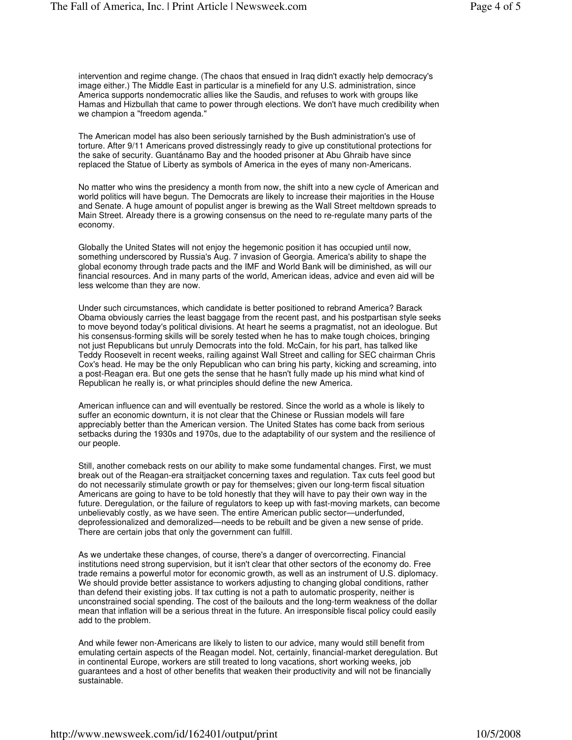intervention and regime change. (The chaos that ensued in Iraq didn't exactly help democracy's image either.) The Middle East in particular is a minefield for any U.S. administration, since America supports nondemocratic allies like the Saudis, and refuses to work with groups like Hamas and Hizbullah that came to power through elections. We don't have much credibility when we champion a "freedom agenda."

The American model has also been seriously tarnished by the Bush administration's use of torture. After 9/11 Americans proved distressingly ready to give up constitutional protections for the sake of security. Guantánamo Bay and the hooded prisoner at Abu Ghraib have since replaced the Statue of Liberty as symbols of America in the eyes of many non-Americans.

No matter who wins the presidency a month from now, the shift into a new cycle of American and world politics will have begun. The Democrats are likely to increase their majorities in the House and Senate. A huge amount of populist anger is brewing as the Wall Street meltdown spreads to Main Street. Already there is a growing consensus on the need to re-regulate many parts of the economy.

Globally the United States will not enjoy the hegemonic position it has occupied until now, something underscored by Russia's Aug. 7 invasion of Georgia. America's ability to shape the global economy through trade pacts and the IMF and World Bank will be diminished, as will our financial resources. And in many parts of the world, American ideas, advice and even aid will be less welcome than they are now.

Under such circumstances, which candidate is better positioned to rebrand America? Barack Obama obviously carries the least baggage from the recent past, and his postpartisan style seeks to move beyond today's political divisions. At heart he seems a pragmatist, not an ideologue. But his consensus-forming skills will be sorely tested when he has to make tough choices, bringing not just Republicans but unruly Democrats into the fold. McCain, for his part, has talked like Teddy Roosevelt in recent weeks, railing against Wall Street and calling for SEC chairman Chris Cox's head. He may be the only Republican who can bring his party, kicking and screaming, into a post-Reagan era. But one gets the sense that he hasn't fully made up his mind what kind of Republican he really is, or what principles should define the new America.

American influence can and will eventually be restored. Since the world as a whole is likely to suffer an economic downturn, it is not clear that the Chinese or Russian models will fare appreciably better than the American version. The United States has come back from serious setbacks during the 1930s and 1970s, due to the adaptability of our system and the resilience of our people.

Still, another comeback rests on our ability to make some fundamental changes. First, we must break out of the Reagan-era straitjacket concerning taxes and regulation. Tax cuts feel good but do not necessarily stimulate growth or pay for themselves; given our long-term fiscal situation Americans are going to have to be told honestly that they will have to pay their own way in the future. Deregulation, or the failure of regulators to keep up with fast-moving markets, can become unbelievably costly, as we have seen. The entire American public sector—underfunded, deprofessionalized and demoralized—needs to be rebuilt and be given a new sense of pride. There are certain jobs that only the government can fulfill.

As we undertake these changes, of course, there's a danger of overcorrecting. Financial institutions need strong supervision, but it isn't clear that other sectors of the economy do. Free trade remains a powerful motor for economic growth, as well as an instrument of U.S. diplomacy. We should provide better assistance to workers adjusting to changing global conditions, rather than defend their existing jobs. If tax cutting is not a path to automatic prosperity, neither is unconstrained social spending. The cost of the bailouts and the long-term weakness of the dollar mean that inflation will be a serious threat in the future. An irresponsible fiscal policy could easily add to the problem.

And while fewer non-Americans are likely to listen to our advice, many would still benefit from emulating certain aspects of the Reagan model. Not, certainly, financial-market deregulation. But in continental Europe, workers are still treated to long vacations, short working weeks, job guarantees and a host of other benefits that weaken their productivity and will not be financially sustainable.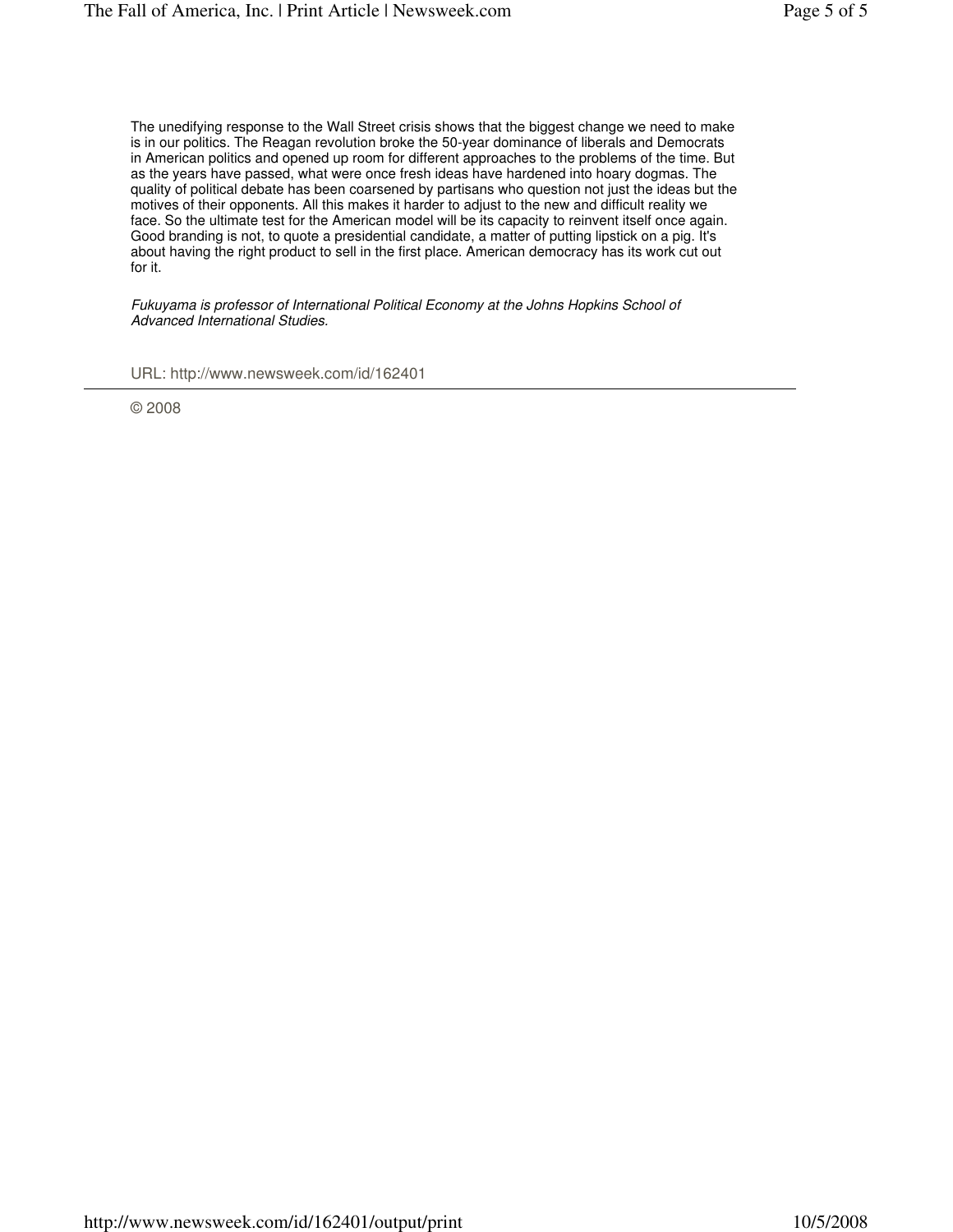The unedifying response to the Wall Street crisis shows that the biggest change we need to make is in our politics. The Reagan revolution broke the 50-year dominance of liberals and Democrats in American politics and opened up room for different approaches to the problems of the time. But as the years have passed, what were once fresh ideas have hardened into hoary dogmas. The quality of political debate has been coarsened by partisans who question not just the ideas but the motives of their opponents. All this makes it harder to adjust to the new and difficult reality we face. So the ultimate test for the American model will be its capacity to reinvent itself once again. Good branding is not, to quote a presidential candidate, a matter of putting lipstick on a pig. It's about having the right product to sell in the first place. American democracy has its work cut out for it.

*Fukuyama is professor of International Political Economy at the Johns Hopkins School of Advanced International Studies.*

URL: http://www.newsweek.com/id/162401

---

© 2008